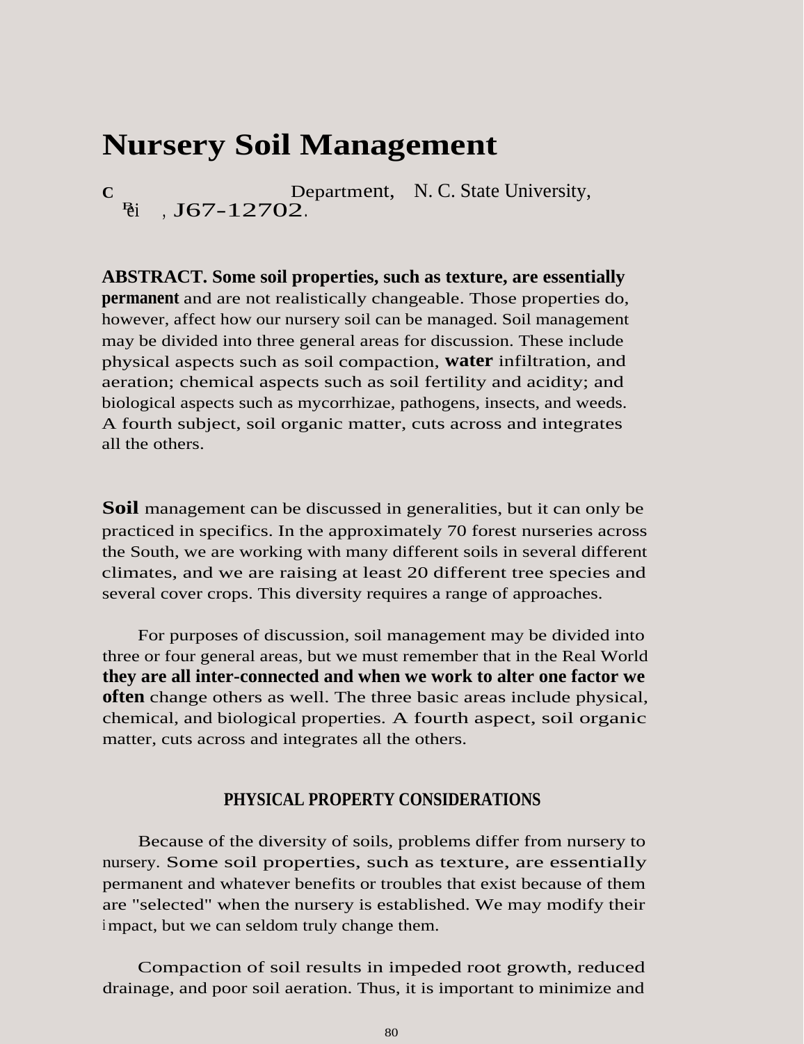# Nursery Soil Management

C Department, N. C. State University, Rei , J67-12702.

**ABSTRACT. Some soil properties, such as texture, are essentially permanent** and are not realistically changeable. Those properties do, however, affect how our nursery soil can be managed. Soil management may be divided into three general areas for discussion. These include physical aspects such as soil compaction, **water** infiltration, and aeration; chemical aspects such as soil fertility and acidity; and biological aspects such as mycorrhizae, pathogens, insects, and weeds. A fourth subject, soil organic matter, cuts across and integrates all the others.

**Soil** management can be discussed in generalities, but it can only be practiced in specifics. In the approximately 70 forest nurseries across the South, we are working with many different soils in several different climates, and we are raising at least 20 different tree species and several cover crops. This diversity requires a range of approaches.

For purposes of discussion, soil management may be divided into three or four general areas, but we must remember that in the Real World **they are all inter-connected and when we work to alter one factor we often** change others as well. The three basic areas include physical, chemical, and biological properties. A fourth aspect, soil organic matter, cuts across and integrates all the others.

## PHYSICAL PROPERTY CONSIDERATIONS

Because of the diversity of soils, problems differ from nursery to nursery. Some soil properties, such as texture, are essentially permanent and whatever benefits or troubles that exist because of them are "selected" when the nursery is established. We may modify their impact, but we can seldom truly change them.

Compaction of soil results in impeded root growth, reduced drainage, and poor soil aeration. Thus, it is important to minimize and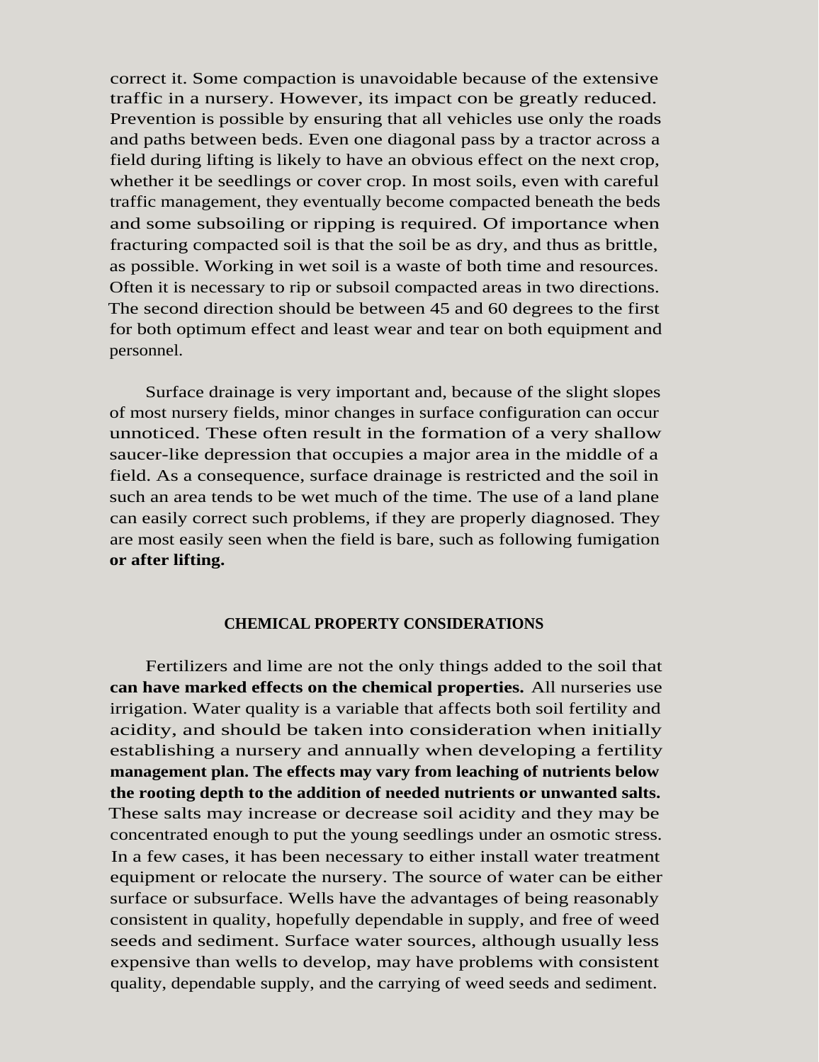correct it. Some compaction is unavoidable because of the extensive traffic in a nursery. However, its impact con be greatly reduced. Prevention is possible by ensuring that all vehicles use only the roads and paths between beds. Even one diagonal pass by a tractor across a field during lifting is likely to have an obvious effect on the next crop, whether it be seedlings or cover crop. In most soils, even with careful traffic management, they eventually become compacted beneath the beds and some subsoiling or ripping is required. Of importance when fracturing compacted soil is that the soil be as dry, and thus as brittle, as possible. Working in wet soil is a waste of both time and resources. Often it is necessary to rip or subsoil compacted areas in two directions. The second direction should be between 45 and 60 degrees to the first for both optimum effect and least wear and tear on both equipment and personnel.

Surface drainage is very important and, because of the slight slopes of most nursery fields, minor changes in surface configuration can occur unnoticed. These often result in the formation of a very shallow saucer-like depression that occupies a major area in the middle of a field. As a consequence, surface drainage is restricted and the soil in such an area tends to be wet much of the time. The use of a land plane can easily correct such problems, if they are properly diagnosed. They are most easily seen when the field is bare, such as following fumigation **or after lifting.**

## CHEMICAL PROPERTY CONSIDERATIONS

Fertilizers and lime are not the only things added to the soil that **can have marked effects on the chemical properties.** All nurseries use irrigation. Water quality is a variable that affects both soil fertility and acidity, and should be taken into consideration when initially establishing a nursery and annually when developing a fertility **management plan. The effects may vary from leaching of nutrients below the rooting depth to the addition of needed nutrients or unwanted salts.** These salts may increase or decrease soil acidity and they may be concentrated enough to put the young seedlings under an osmotic stress. In a few cases, it has been necessary to either install water treatment equipment or relocate the nursery. The source of water can be either surface or subsurface. Wells have the advantages of being reasonably consistent in quality, hopefully dependable in supply, and free of weed seeds and sediment. Surface water sources, although usually less expensive than wells to develop, may have problems with consistent quality, dependable supply, and the carrying of weed seeds and sediment.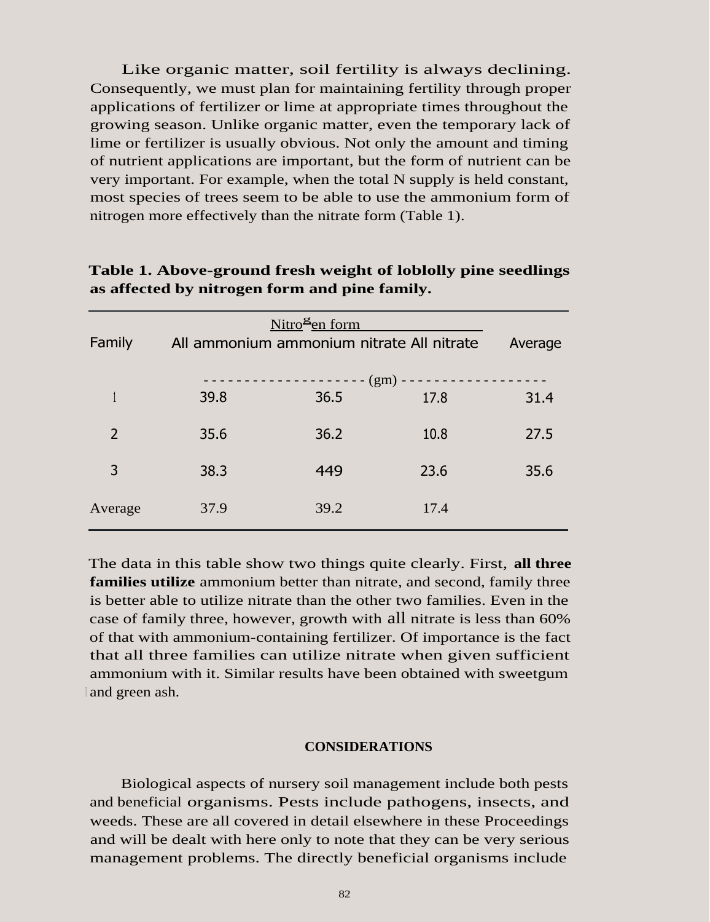Like organic matter, soil fertility is always declining. Consequently, we must plan for maintaining fertility through proper applications of fertilizer or lime at appropriate times throughout the growing season. Unlike organic matter, even the temporary lack of lime or fertilizer is usually obvious. Not only the amount and timing of nutrient applications are important, but the form of nutrient can be very important. For example, when the total N supply is held constant, most species of trees seem to be able to use the ammonium form of nitrogen more effectively than the nitrate form (Table 1).

**Table 1. Above-ground fresh weight of loblolly pine seedlings as affected by nitrogen form and pine family.**

| Family | Nitrogen form | | | Average |
|---|---|---|---|---|
| | All ammonium | ammonium nitrate | All nitrate | |
| | - - - - - - - - - - | (gm) | - - - - - - - - - - | |
| 1 | 39.8 | 36.5 | 17.8 | 31.4 |
| 2 | 35.6 | 36.2 | 10.8 | 27.5 |
| 3 | 38.3 | 449 | 23.6 | 35.6 |
| Average | 37.9 | 39.2 | 17.4 | |

The data in this table show two things quite clearly. First, **all three families utilize** ammonium better than nitrate, and second, family three is better able to utilize nitrate than the other two families. Even in the case of family three, however, growth with all nitrate is less than 60% of that with ammonium-containing fertilizer. Of importance is the fact that all three families can utilize nitrate when given sufficient ammonium with it. Similar results have been obtained with sweetgum and green ash.

## CONSIDERATIONS

Biological aspects of nursery soil management include both pests and beneficial organisms. Pests include pathogens, insects, and weeds. These are all covered in detail elsewhere in these Proceedings and will be dealt with here only to note that they can be very serious management problems. The directly beneficial organisms include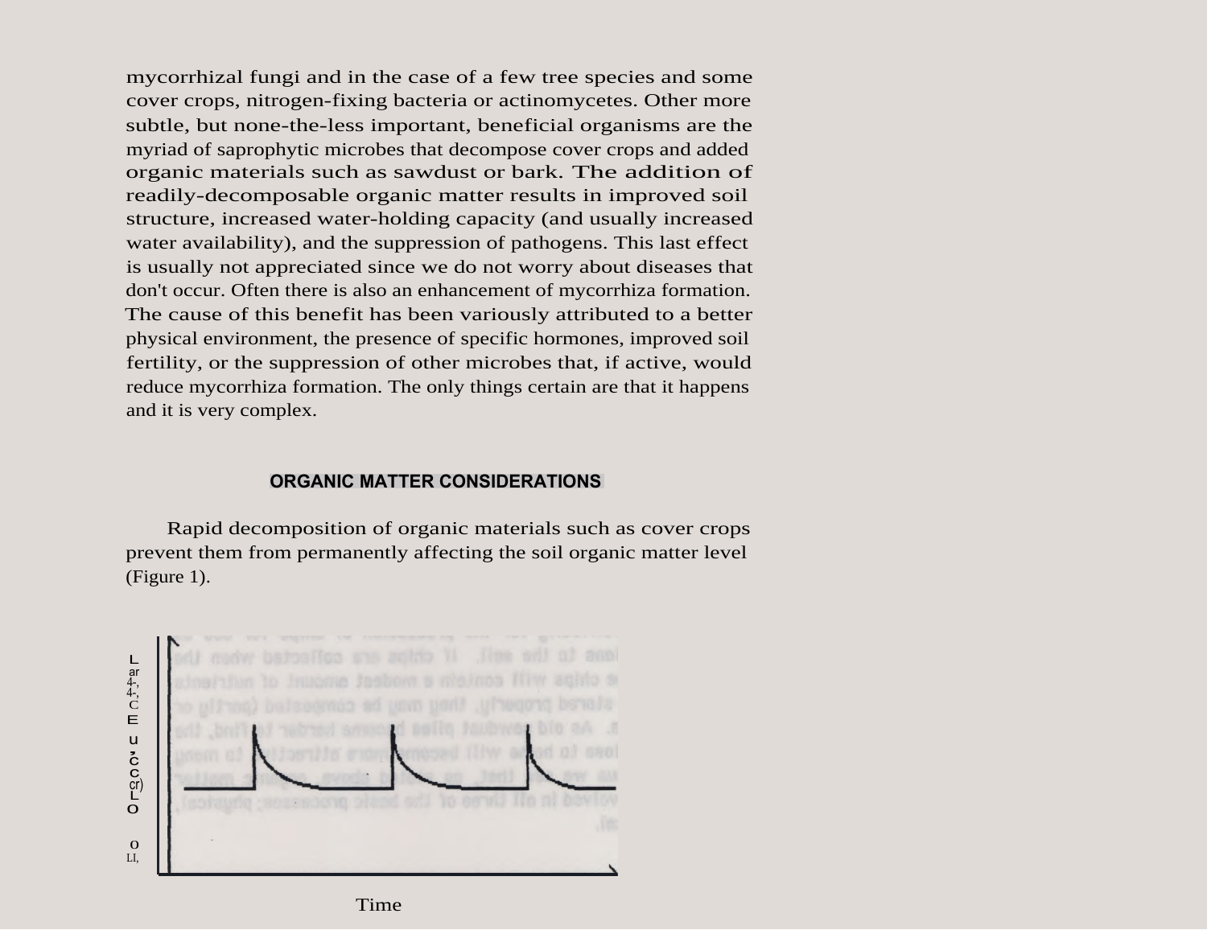mycorrhizal fungi and in the case of a few tree species and some cover crops, nitrogen-fixing bacteria or actinomycetes. Other more subtle, but none-the-less important, beneficial organisms are the myriad of saprophytic microbes that decompose cover crops and added organic materials such as sawdust or bark. The addition of readily-decomposable organic matter results in improved soil structure, increased water-holding capacity (and usually increased water availability), and the suppression of pathogens. This last effect is usually not appreciated since we do not worry about diseases that don't occur. Often there is also an enhancement of mycorrhiza formation. The cause of this benefit has been variously attributed to a better physical environment, the presence of specific hormones, improved soil fertility, or the suppression of other microbes that, if active, would reduce mycorrhiza formation. The only things certain are that it happens and it is very complex.

## ORGANIC MATTER CONSIDERATIONS

Rapid decomposition of organic materials such as cover crops prevent them from permanently affecting the soil organic matter level (Figure 1).

Time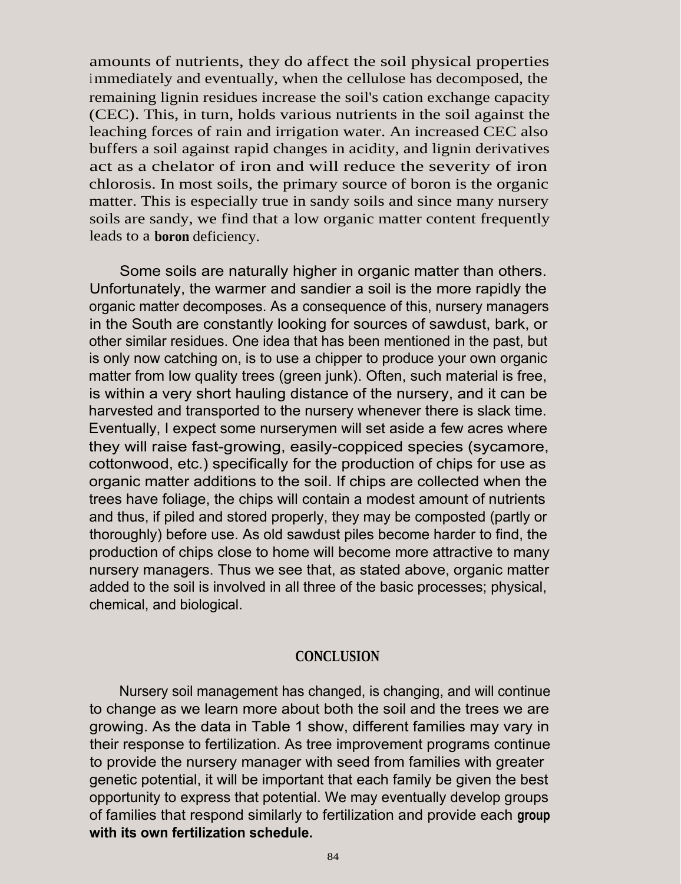amounts of nutrients, they do affect the soil physical properties immediately and eventually, when the cellulose has decomposed, the remaining lignin residues increase the soil's cation exchange capacity (CEC). This, in turn, holds various nutrients in the soil against the leaching forces of rain and irrigation water. An increased CEC also buffers a soil against rapid changes in acidity, and lignin derivatives act as a chelator of iron and will reduce the severity of iron chlorosis. In most soils, the primary source of boron is the organic matter. This is especially true in sandy soils and since many nursery soils are sandy, we find that a low organic matter content frequently leads to a **boron** deficiency.

Some soils are naturally higher in organic matter than others. Unfortunately, the warmer and sandier a soil is the more rapidly the organic matter decomposes. As a consequence of this, nursery managers in the South are constantly looking for sources of sawdust, bark, or other similar residues. One idea that has been mentioned in the past, but is only now catching on, is to use a chipper to produce your own organic matter from low quality trees (green junk). Often, such material is free, is within a very short hauling distance of the nursery, and it can be harvested and transported to the nursery whenever there is slack time. Eventually, I expect some nurserymen will set aside a few acres where they will raise fast-growing, easily-coppiced species (sycamore, cottonwood, etc.) specifically for the production of chips for use as organic matter additions to the soil. If chips are collected when the trees have foliage, the chips will contain a modest amount of nutrients and thus, if piled and stored properly, they may be composted (partly or thoroughly) before use. As old sawdust piles become harder to find, the production of chips close to home will become more attractive to many nursery managers. Thus we see that, as stated above, organic matter added to the soil is involved in all three of the basic processes; physical, chemical, and biological.

## CONCLUSION

Nursery soil management has changed, is changing, and will continue to change as we learn more about both the soil and the trees we are growing. As the data in Table 1 show, different families may vary in their response to fertilization. As tree improvement programs continue to provide the nursery manager with seed from families with greater genetic potential, it will be important that each family be given the best opportunity to express that potential. We may eventually develop groups of families that respond similarly to fertilization and provide each **group with its own fertilization schedule.**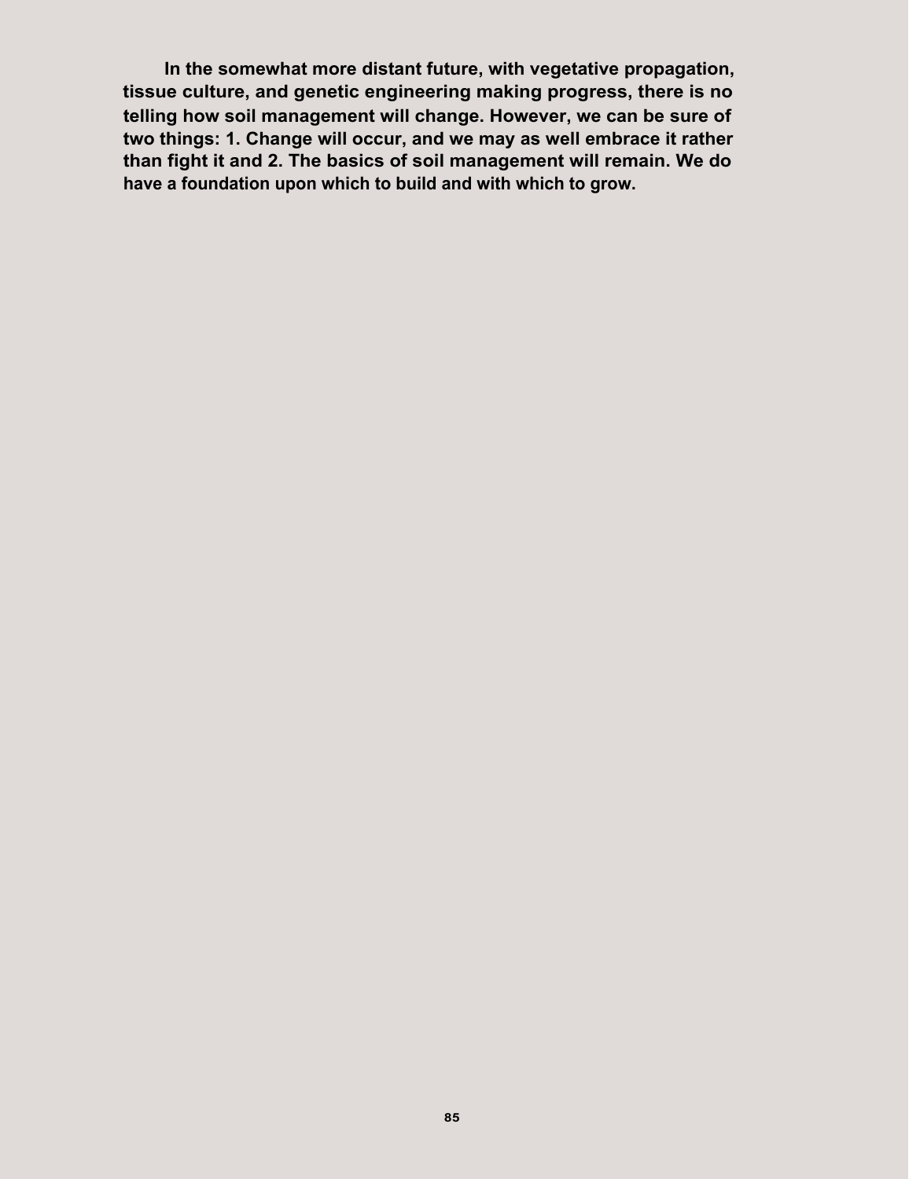**In the somewhat more distant future, with vegetative propagation, tissue culture, and genetic engineering making progress, there is no telling how soil management will change. However, we can be sure of two things: 1. Change will occur, and we may as well embrace it rather than fight it and 2. The basics of soil management will remain. We do have a foundation upon which to build and with which to grow.**